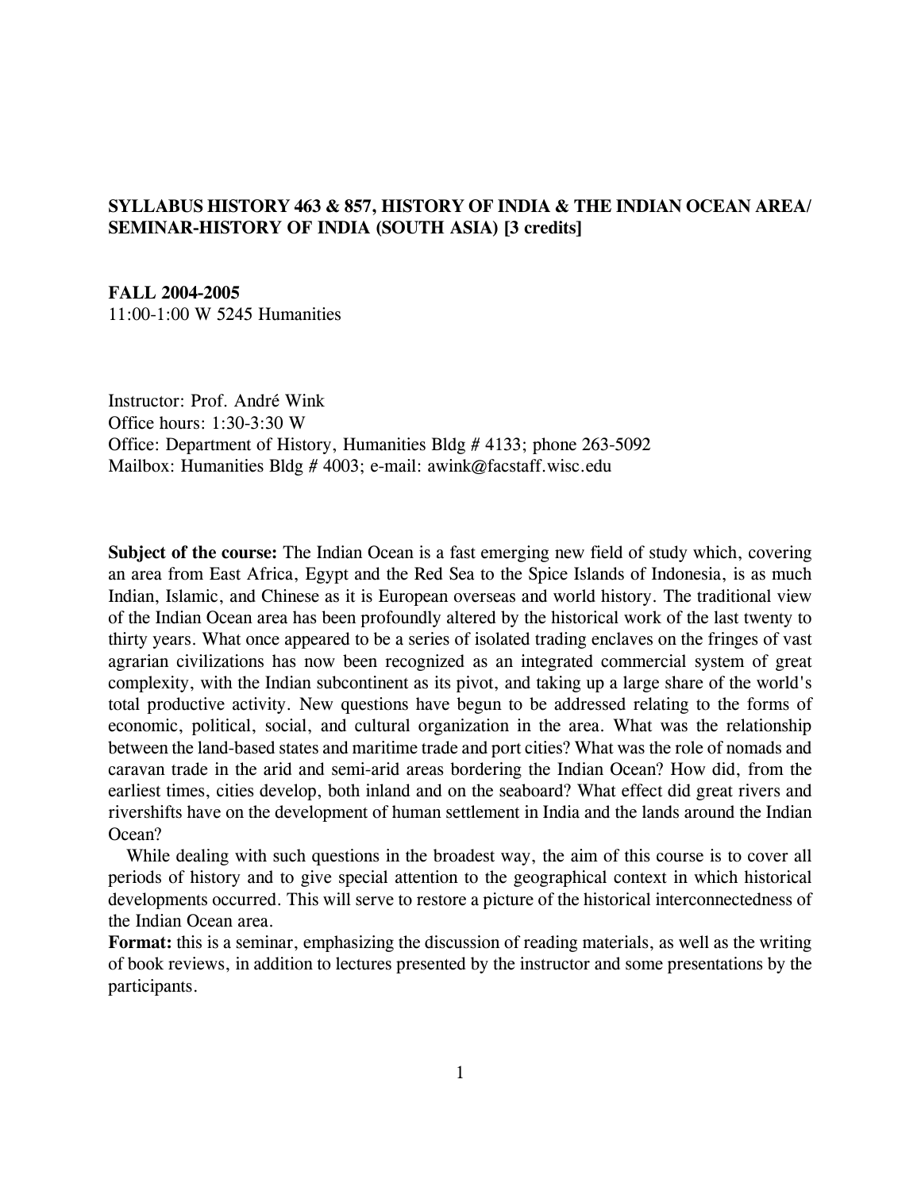**SYLLABUS HISTORY 463 & 857, HISTORY OF INDIA & THE INDIAN OCEAN AREA/ SEMINAR-HISTORY OF INDIA (SOUTH ASIA) [3 credits]**

**FALL 2004-2005**
11:00-1:00 W 5245 Humanities

Instructor: Prof. André Wink
Office hours: 1:30-3:30 W
Office: Department of History, Humanities Bldg # 4133; phone 263-5092
Mailbox: Humanities Bldg # 4003; e-mail: awink@facstaff.wisc.edu

**Subject of the course:** The Indian Ocean is a fast emerging new field of study which, covering an area from East Africa, Egypt and the Red Sea to the Spice Islands of Indonesia, is as much Indian, Islamic, and Chinese as it is European overseas and world history. The traditional view of the Indian Ocean area has been profoundly altered by the historical work of the last twenty to thirty years. What once appeared to be a series of isolated trading enclaves on the fringes of vast agrarian civilizations has now been recognized as an integrated commercial system of great complexity, with the Indian subcontinent as its pivot, and taking up a large share of the world's total productive activity. New questions have begun to be addressed relating to the forms of economic, political, social, and cultural organization in the area. What was the relationship between the land-based states and maritime trade and port cities? What was the role of nomads and caravan trade in the arid and semi-arid areas bordering the Indian Ocean? How did, from the earliest times, cities develop, both inland and on the seaboard? What effect did great rivers and rivershifts have on the development of human settlement in India and the lands around the Indian Ocean?

While dealing with such questions in the broadest way, the aim of this course is to cover all periods of history and to give special attention to the geographical context in which historical developments occurred. This will serve to restore a picture of the historical interconnectedness of the Indian Ocean area.

**Format:** this is a seminar, emphasizing the discussion of reading materials, as well as the writing of book reviews, in addition to lectures presented by the instructor and some presentations by the participants.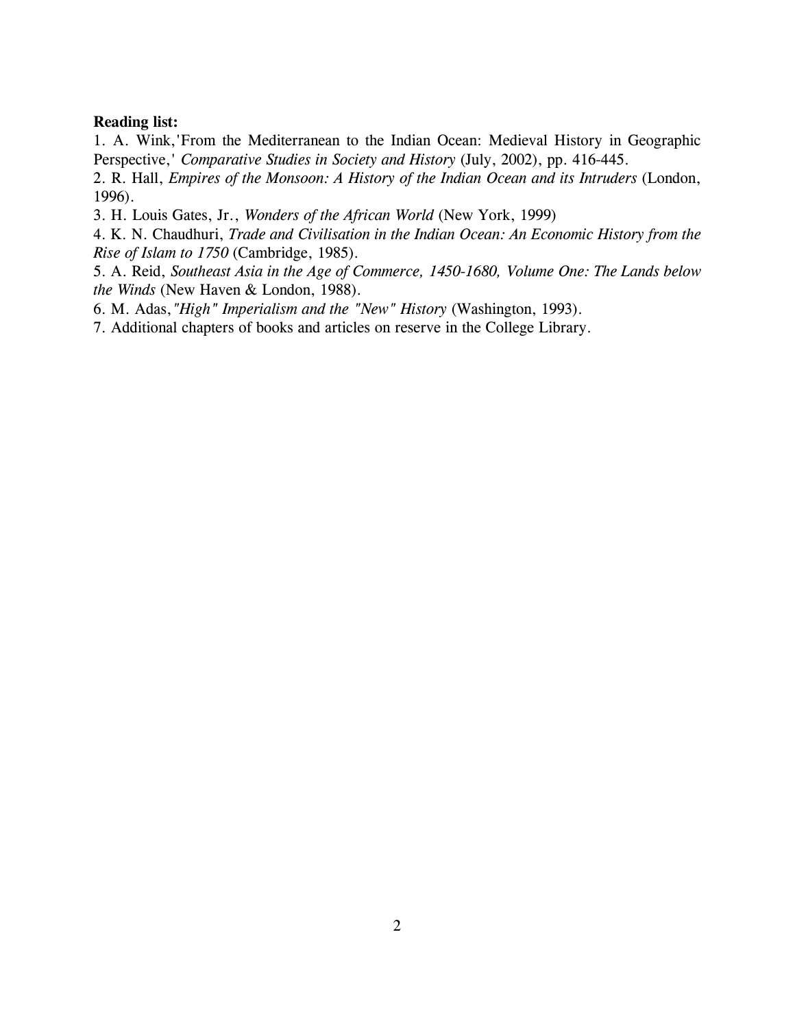**Reading list:**

1. A. Wink,'From the Mediterranean to the Indian Ocean: Medieval History in Geographic Perspective,' *Comparative Studies in Society and History* (July, 2002), pp. 416-445.
2. R. Hall, *Empires of the Monsoon: A History of the Indian Ocean and its Intruders* (London, 1996).
3. H. Louis Gates, Jr., *Wonders of the African World* (New York, 1999)
4. K. N. Chaudhuri, *Trade and Civilisation in the Indian Ocean: An Economic History from the Rise of Islam to 1750* (Cambridge, 1985).
5. A. Reid, *Southeast Asia in the Age of Commerce, 1450-1680, Volume One: The Lands below the Winds* (New Haven & London, 1988).
6. M. Adas,*"High" Imperialism and the "New" History* (Washington, 1993).
7. Additional chapters of books and articles on reserve in the College Library.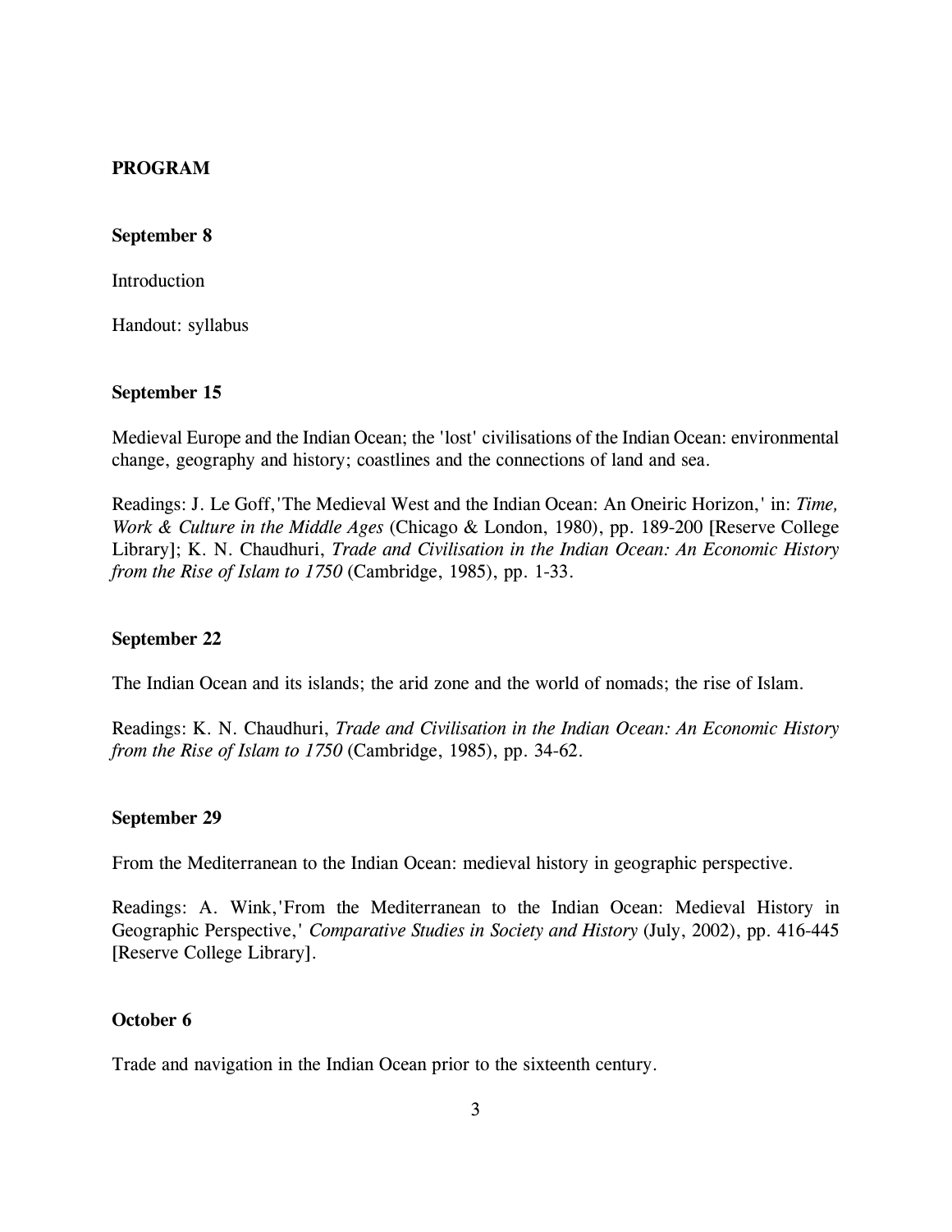## PROGRAM

### September 8

Introduction

Handout: syllabus

### September 15

Medieval Europe and the Indian Ocean; the 'lost' civilisations of the Indian Ocean: environmental change, geography and history; coastlines and the connections of land and sea.

Readings: J. Le Goff,'The Medieval West and the Indian Ocean: An Oneiric Horizon,' in: *Time, Work & Culture in the Middle Ages* (Chicago & London, 1980), pp. 189-200 [Reserve College Library]; K. N. Chaudhuri, *Trade and Civilisation in the Indian Ocean: An Economic History from the Rise of Islam to 1750* (Cambridge, 1985), pp. 1-33.

### September 22

The Indian Ocean and its islands; the arid zone and the world of nomads; the rise of Islam.

Readings: K. N. Chaudhuri, *Trade and Civilisation in the Indian Ocean: An Economic History from the Rise of Islam to 1750* (Cambridge, 1985), pp. 34-62.

### September 29

From the Mediterranean to the Indian Ocean: medieval history in geographic perspective.

Readings: A. Wink,'From the Mediterranean to the Indian Ocean: Medieval History in Geographic Perspective,' *Comparative Studies in Society and History* (July, 2002), pp. 416-445 [Reserve College Library].

### October 6

Trade and navigation in the Indian Ocean prior to the sixteenth century.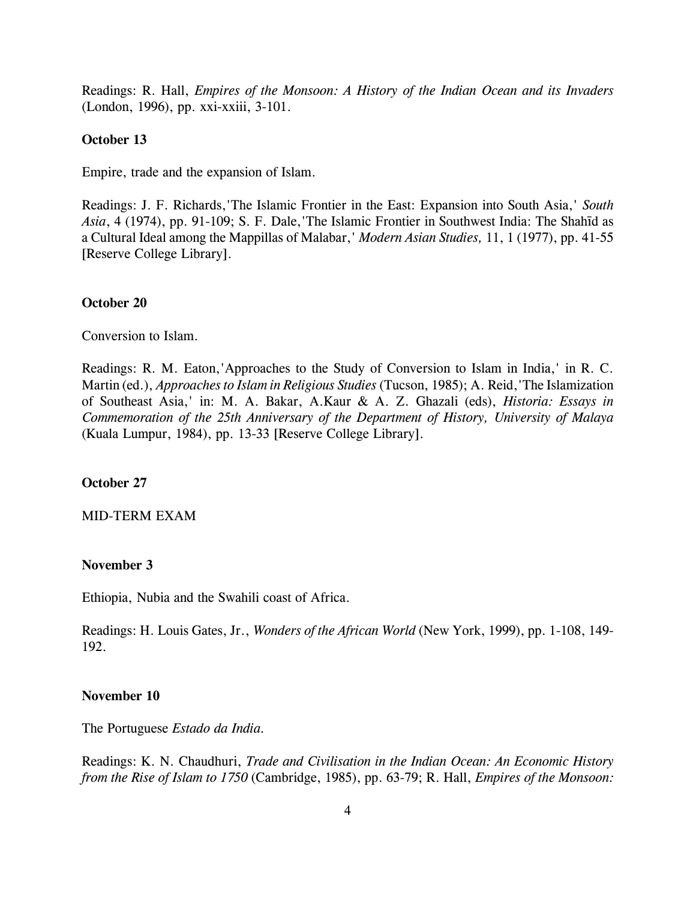Readings: R. Hall, *Empires of the Monsoon: A History of the Indian Ocean and its Invaders* (London, 1996), pp. xxi-xxiii, 3-101.

**October 13**

Empire, trade and the expansion of Islam.

Readings: J. F. Richards,'The Islamic Frontier in the East: Expansion into South Asia,' *South Asia*, 4 (1974), pp. 91-109; S. F. Dale,'The Islamic Frontier in Southwest India: The Shahīd as a Cultural Ideal among the Mappillas of Malabar,' *Modern Asian Studies,* 11, 1 (1977), pp. 41-55 [Reserve College Library].

**October 20**

Conversion to Islam.

Readings: R. M. Eaton,'Approaches to the Study of Conversion to Islam in India,' in R. C. Martin (ed.), *Approaches to Islam in Religious Studies* (Tucson, 1985); A. Reid,'The Islamization of Southeast Asia,' in: M. A. Bakar, A.Kaur & A. Z. Ghazali (eds), *Historia: Essays in Commemoration of the 25th Anniversary of the Department of History, University of Malaya* (Kuala Lumpur, 1984), pp. 13-33 [Reserve College Library].

**October 27**

MID-TERM EXAM

**November 3**

Ethiopia, Nubia and the Swahili coast of Africa.

Readings: H. Louis Gates, Jr., *Wonders of the African World* (New York, 1999), pp. 1-108, 149-192.

**November 10**

The Portuguese *Estado da India*.

Readings: K. N. Chaudhuri, *Trade and Civilisation in the Indian Ocean: An Economic History from the Rise of Islam to 1750* (Cambridge, 1985), pp. 63-79; R. Hall, *Empires of the Monsoon:*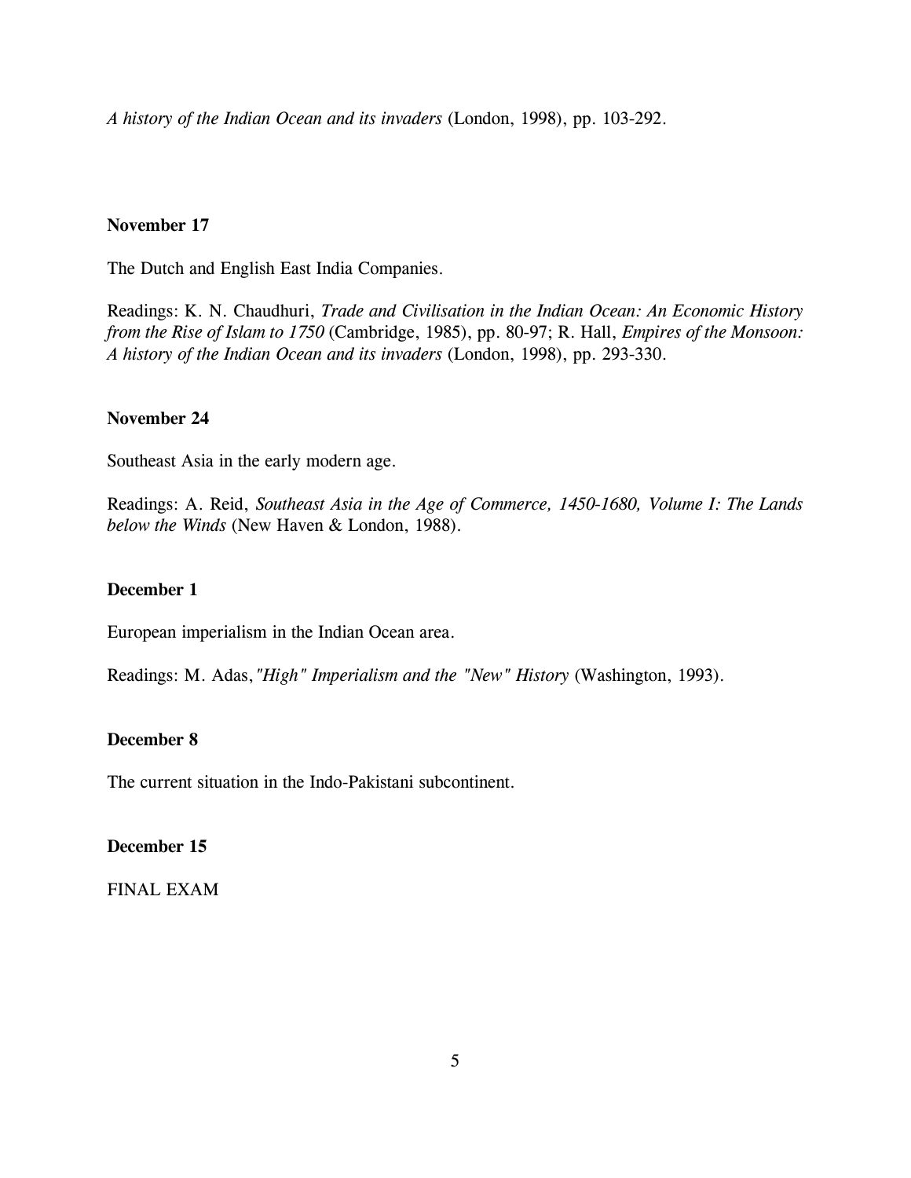*A history of the Indian Ocean and its invaders* (London, 1998), pp. 103-292.

**November 17**

The Dutch and English East India Companies.

Readings: K. N. Chaudhuri, *Trade and Civilisation in the Indian Ocean: An Economic History from the Rise of Islam to 1750* (Cambridge, 1985), pp. 80-97; R. Hall, *Empires of the Monsoon: A history of the Indian Ocean and its invaders* (London, 1998), pp. 293-330.

**November 24**

Southeast Asia in the early modern age.

Readings: A. Reid, *Southeast Asia in the Age of Commerce, 1450-1680, Volume I: The Lands below the Winds* (New Haven & London, 1988).

**December 1**

European imperialism in the Indian Ocean area.

Readings: M. Adas, *"High" Imperialism and the "New" History* (Washington, 1993).

**December 8**

The current situation in the Indo-Pakistani subcontinent.

**December 15**

FINAL EXAM